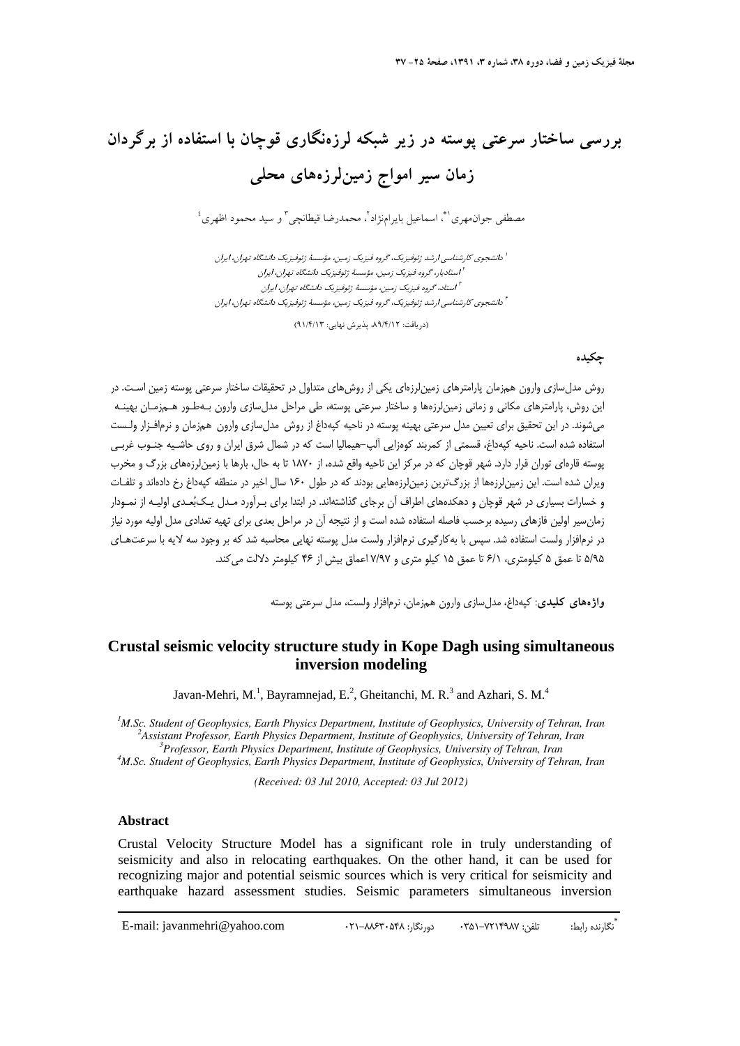# بررسی ساختار سرعتی پوسته در زیر شبکه لرزه‌نگاری قوچان با استفاده از برگردان زمان سیر امواج زمین‌لرزه‌های محلی

مصطفی جوان‌مهری[1*]، اسماعیل بایرام‌نژاد[2]، محمدرضا قیطانچی[3] و سید محمود اظهری[4]

[1] دانشجوی کارشناسی ارشد ژئوفیزیک، گروه فیزیک زمین، مؤسسهٔ ژئوفیزیک دانشگاه تهران، ایران
[2] استادیار، گروه فیزیک زمین، مؤسسهٔ ژئوفیزیک دانشگاه تهران، ایران
[3] استاد، گروه فیزیک زمین، مؤسسهٔ ژئوفیزیک دانشگاه تهران، ایران
[4] دانشجوی کارشناسی ارشد ژئوفیزیک، گروه فیزیک زمین، مؤسسهٔ ژئوفیزیک دانشگاه تهران، ایران

(دریافت: ۸۹/۴/۱۲، پذیرش نهایی: ۹۱/۴/۱۳)

## چکیده

روش مدل‌سازی وارون هم‌زمان پارامترهای زمین‌لرزه‌ای یکی از روش‌های متداول در تحقیقات ساختار سرعتی پوسته زمین است. در این روش، پارامترهای مکانی و زمانی زمین‌لرزه‌ها و ساختار سرعتی پوسته، طی مراحل مدل‌سازی وارون به‌طور هم‌زمان بهینه می‌شوند. در این تحقیق برای تعیین مدل سرعتی بهینه پوسته در ناحیه کپه‌داغ از روش مدل‌سازی وارون هم‌زمان و نرم‌افزار ولست استفاده شده است. ناحیه کپه‌داغ، قسمتی از کمربند کوه‌زایی آلپ–هیمالیا است که در شمال شرق ایران و روی حاشیه جنوب غربی پوسته قاره‌ای توران قرار دارد. شهر قوچان که در مرکز این ناحیه واقع شده، از ۱۸۷۰ تا به حال، بارها با زمین‌لرزه‌های بزرگ و مخرب ویران شده است. این زمین‌لرزه‌ها از بزرگ‌ترین زمین‌لرزه‌هایی بودند که در طول ۱۶۰ سال اخیر در منطقه کپه‌داغ رخ داده‌اند و تلفات و خسارات بسیاری در شهر قوچان و دهکده‌های اطراف آن برجای گذاشته‌اند. در ابتدا برای برآورد مدل یک‌بُعدی اولیه از نمودار زمان‌سیر اولین فازهای رسیده برحسب فاصله استفاده شده است و از نتیجه آن در مراحل بعدی برای تهیه تعدادی مدل اولیه مورد نیاز در نرم‌افزار ولست استفاده شد. سپس با به‌کارگیری نرم‌افزار ولست مدل پوسته نهایی محاسبه شد که بر وجود سه لایه با سرعت‌های ۵/۹۵ تا عمق ۵ کیلومتری، ۶/۱ تا عمق ۱۵ کیلو متری و ۷/۹۷ اعماق بیش از ۴۶ کیلومتر دلالت می‌کند.

**واژه‌های کلیدی**: کپه‌داغ، مدل‌سازی وارون هم‌زمان، نرم‌افزار ولست، مدل سرعتی پوسته

# Crustal seismic velocity structure study in Kope Dagh using simultaneous inversion modeling

Javan-Mehri, M.[1], Bayramnejad, E.[2], Gheitanchi, M. R.[3] and Azhari, S. M.[4]

[1] *M.Sc. Student of Geophysics, Earth Physics Department, Institute of Geophysics, University of Tehran, Iran*
[2] *Assistant Professor, Earth Physics Department, Institute of Geophysics, University of Tehran, Iran*
[3] *Professor, Earth Physics Department, Institute of Geophysics, University of Tehran, Iran*
[4] *M.Sc. Student of Geophysics, Earth Physics Department, Institute of Geophysics, University of Tehran, Iran*

*(Received: 03 Jul 2010, Accepted: 03 Jul 2012)*

## Abstract

Crustal Velocity Structure Model has a significant role in truly understanding of seismicity and also in relocating earthquakes. On the other hand, it can be used for recognizing major and potential seismic sources which is very critical for seismicity and earthquake hazard assessment studies. Seismic parameters simultaneous inversion

---

*نگارنده رابط: تلفن: ۰۳۵۱-۷۲۱۴۹۸۷ دورنگار: ۰۲۱-۸۸۶۳۰۵۴۸ E-mail: javanmehri@yahoo.com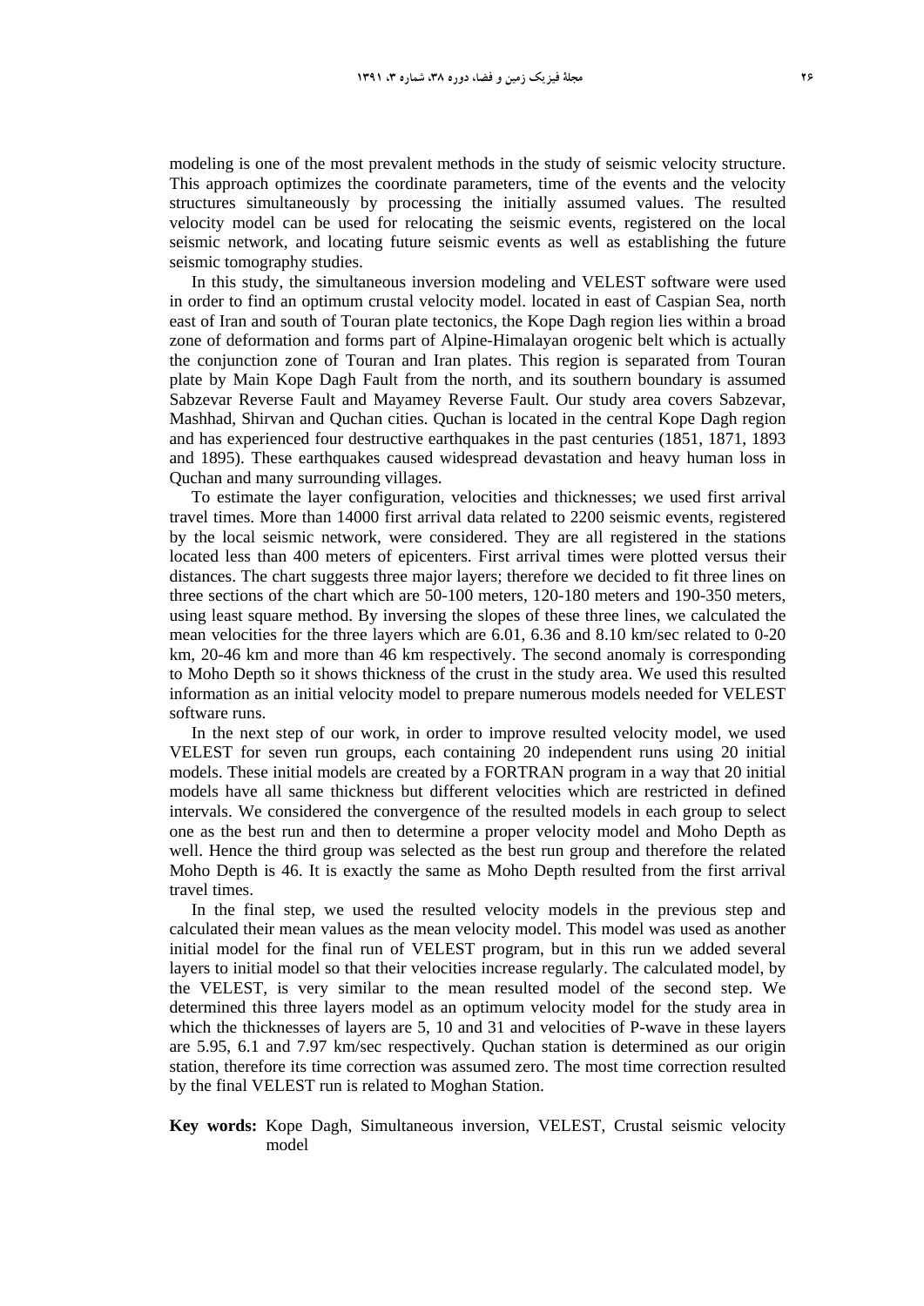modeling is one of the most prevalent methods in the study of seismic velocity structure. This approach optimizes the coordinate parameters, time of the events and the velocity structures simultaneously by processing the initially assumed values. The resulted velocity model can be used for relocating the seismic events, registered on the local seismic network, and locating future seismic events as well as establishing the future seismic tomography studies.

In this study, the simultaneous inversion modeling and VELEST software were used in order to find an optimum crustal velocity model. located in east of Caspian Sea, north east of Iran and south of Touran plate tectonics, the Kope Dagh region lies within a broad zone of deformation and forms part of Alpine-Himalayan orogenic belt which is actually the conjunction zone of Touran and Iran plates. This region is separated from Touran plate by Main Kope Dagh Fault from the north, and its southern boundary is assumed Sabzevar Reverse Fault and Mayamey Reverse Fault. Our study area covers Sabzevar, Mashhad, Shirvan and Quchan cities. Quchan is located in the central Kope Dagh region and has experienced four destructive earthquakes in the past centuries (1851, 1871, 1893 and 1895). These earthquakes caused widespread devastation and heavy human loss in Quchan and many surrounding villages.

To estimate the layer configuration, velocities and thicknesses; we used first arrival travel times. More than 14000 first arrival data related to 2200 seismic events, registered by the local seismic network, were considered. They are all registered in the stations located less than 400 meters of epicenters. First arrival times were plotted versus their distances. The chart suggests three major layers; therefore we decided to fit three lines on three sections of the chart which are 50-100 meters, 120-180 meters and 190-350 meters, using least square method. By inversing the slopes of these three lines, we calculated the mean velocities for the three layers which are 6.01, 6.36 and 8.10 km/sec related to 0-20 km, 20-46 km and more than 46 km respectively. The second anomaly is corresponding to Moho Depth so it shows thickness of the crust in the study area. We used this resulted information as an initial velocity model to prepare numerous models needed for VELEST software runs.

In the next step of our work, in order to improve resulted velocity model, we used VELEST for seven run groups, each containing 20 independent runs using 20 initial models. These initial models are created by a FORTRAN program in a way that 20 initial models have all same thickness but different velocities which are restricted in defined intervals. We considered the convergence of the resulted models in each group to select one as the best run and then to determine a proper velocity model and Moho Depth as well. Hence the third group was selected as the best run group and therefore the related Moho Depth is 46. It is exactly the same as Moho Depth resulted from the first arrival travel times.

In the final step, we used the resulted velocity models in the previous step and calculated their mean values as the mean velocity model. This model was used as another initial model for the final run of VELEST program, but in this run we added several layers to initial model so that their velocities increase regularly. The calculated model, by the VELEST, is very similar to the mean resulted model of the second step. We determined this three layers model as an optimum velocity model for the study area in which the thicknesses of layers are 5, 10 and 31 and velocities of P-wave in these layers are 5.95, 6.1 and 7.97 km/sec respectively. Quchan station is determined as our origin station, therefore its time correction was assumed zero. The most time correction resulted by the final VELEST run is related to Moghan Station.

**Key words:** Kope Dagh, Simultaneous inversion, VELEST, Crustal seismic velocity model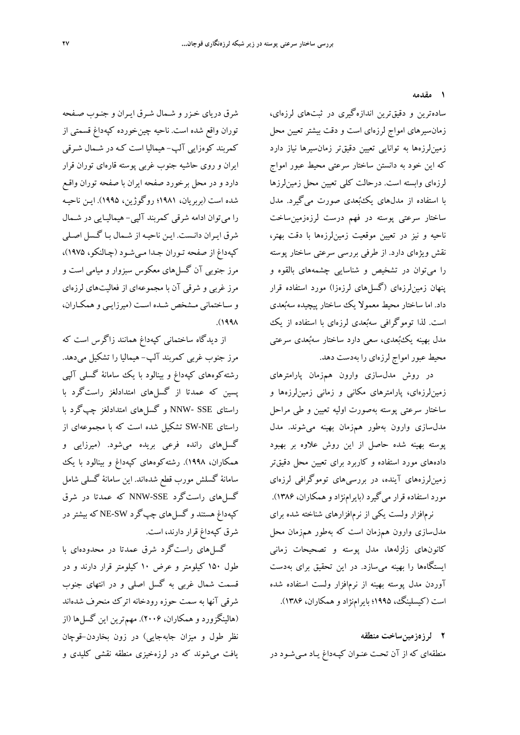## ۱ مقدمه

ساده‌ترین و دقیق‌ترین اندازه‌گیری در ثبت‌های لرزه‌ای، زمان‌سیرهای امواج لرزه‌ای است و دقت بیشتر تعیین محل زمین‌لرزه‌ها به توانایی تعیین دقیق‌تر زمان‌سیرها نیاز دارد که این خود به دانستن ساختار سرعتی محیط عبور امواج لرزه‌ای وابسته است. درحالت کلی تعیین محل زمین‌لرزه‌ها با استفاده از مدل‌های یک‌بُعدی صورت می‌گیرد. مدل ساختار سرعتی پوسته در فهم درست لرزه‌زمین‌ساخت ناحیه و نیز در تعیین موقعیت زمین‌لرزه‌ها با دقت بهتر، نقش ویژه‌ای دارد. از طرفی بررسی سرعتی ساختار پوسته را می‌توان در تشخیص و شناسایی چشمه‌های بالقوه و پنهان زمین‌لرزه‌ای (گسل‌های لرزه‌زا) مورد استفاده قرار داد. اما ساختار محیط معمولا یک ساختار پیچیده سه‌بُعدی است. لذا توموگرافی سه‌بُعدی لرزه‌ای با استفاده از یک مدل بهینه یک‌بُعدی، سعی دارد ساختار سه‌بُعدی سرعتی محیط عبور امواج لرزه‌ای را به‌دست دهد.

در روش مدل‌سازی وارون هم‌زمان پارامترهای زمین‌لرزه‌ای، پارامترهای مکانی و زمانی زمین‌لرزه‌ها و ساختار سرعتی پوسته به‌صورت اولیه تعیین و طی مراحل مدل‌سازی وارون به‌طور هم‌زمان بهینه می‌شوند. مدل پوسته بهینه شده حاصل از این روش علاوه بر بهبود داده‌های مورد استفاده و کاربرد برای تعیین محل دقیق‌تر زمین‌لرزه‌های آینده، در بررسی‌های توموگرافی لرزه‌ای مورد استفاده قرار می‌گیرد (بایرام‌نژاد و همکاران، ۱۳۸۶).

نرم‌افزار ولست یکی از نرم‌افزارهای شناخته شده برای مدل‌سازی وارون هم‌زمان است که به‌طور هم‌زمان محل کانون‌های زلزله‌ها، مدل پوسته و تصحیحات زمانی ایستگاه‌ها را بهینه می‌سازد. در این تحقیق برای به‌دست آوردن مدل پوسته بهینه از نرم‌افزار ولست استفاده شده است (کیسلینگ، ۱۹۹۵؛ بایرام‌نژاد و همکاران، ۱۳۸۶).

## ۲ لرزه‌زمین‌ساخت منطقه

منطقه‌ای که از آن تحت عنوان کپه‌داغ یاد می‌شود در شرق دریای خزر و شمال شرق ایران و جنوب صفحه توران واقع شده است. ناحیه چین‌خورده کپه‌داغ قسمتی از کمربند کوه‌زایی آلپ- هیمالیا است که در شمال شرقی ایران و روی حاشیه جنوب غربی پوسته قاره‌ای توران قرار دارد و در محل برخورد صفحه ایران با صفحه توران واقع شده است (بربریان، ۱۹۸۱؛ روگوژین، ۱۹۹۵). این ناحیه را می‌توان ادامه شرقی کمربند آلپی- هیمالیایی در شمال شرق ایران دانست. این ناحیه از شمال با گسل اصلی کپه‌داغ از صفحه توران جدا می‌شود (چالنکو، ۱۹۷۵)، مرز جنوبی آن گسل‌های معکوس سبزوار و میامی است و مرز غربی و شرقی آن با مجموعه‌ای از فعالیت‌های لرزه‌ای و ساختمانی مشخص شده است (میرزایی و همکاران، ۱۹۹۸).

از دیدگاه ساختمانی کپه‌داغ همانند زاگرس است که مرز جنوب غربی کمربند آلپ- هیمالیا را تشکیل می‌دهد. رشته‌کوه‌های کپه‌داغ و بینالود با یک سامانهٔ گسلی آلپی پسین که عمدتا از گسل‌های امتدادلغز راست‌گرد با راستای NNW- SSE و گسل‌های امتدادلغز چپ‌گرد با راستای SW-NE تشکیل شده است که با مجموعه‌ای از گسل‌های رانده فرعی بریده می‌شود. (میرزایی و همکاران، ۱۹۹۸). رشته‌کوه‌های کپه‌داغ و بینالود با یک سامانهٔ گسلش مورب قطع شده‌اند. این سامانهٔ گسلی شامل گسل‌های راست‌گرد NNW-SSE که عمدتا در شرق کپه‌داغ هستند و گسل‌های چپ‌گرد NE-SW که بیشتر در شرق کپه‌داغ قرار دارند، است.

گسل‌های راست‌گرد شرق عمدتا در محدوده‌ای با طول ۱۵۰ کیلومتر و عرض ۱۰ کیلومتر قرار دارند و در قسمت شمال غربی به گسل اصلی و در انتهای جنوب شرقی آنها به سمت حوزه رودخانه اترک منحرف شده‌اند (هالینگزورد و همکاران، ۲۰۰۶). مهم‌ترین این گسل‌ها (از نظر طول و میزان جابه‌جایی) در زون بخاردن-قوچان یافت می‌شوند که در لرزه‌خیزی منطقه نقشی کلیدی و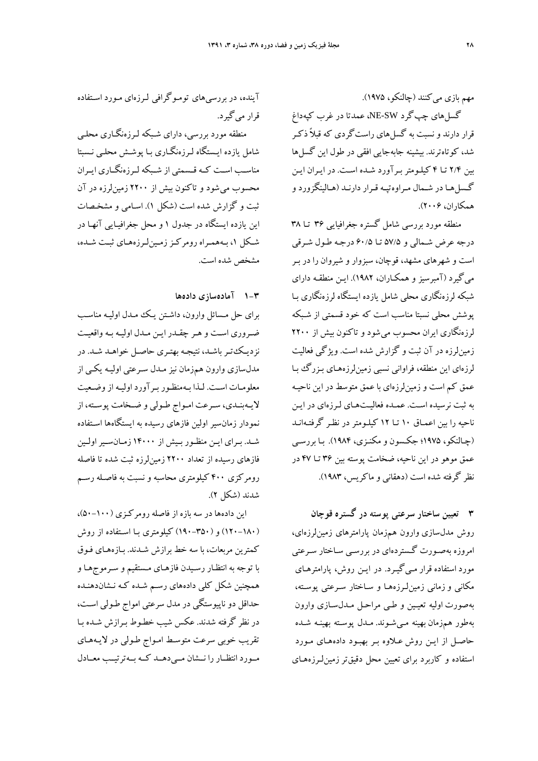مهم بازی می‌کنند (چالنکو، ۱۹۷۵).

گسل‌های چپ‌گرد NE-SW، عمدتا در غرب کپه‌داغ قرار دارند و نسبت به گسل‌های راست‌گردی که قبلاً ذکر شد، کوتاه‌ترند. بیشینه جابه‌جایی افقی در طول این گسل‌ها بین ۲/۴ تا ۴ کیلومتر برآورد شده است. در ایران این گسل‌ها در شمال مراوه‌تپه قرار دارند (هالینگزورد و همکاران، ۲۰۰۶).

منطقه مورد بررسی شامل گستره جغرافیایی ۳۶ تا ۳۸ درجه عرض شمالی و ۵۷/۵ تا ۶۰/۵ درجه طول شرقی است و شهرهای مشهد، قوچان، سبزوار و شیروان را در بر می‌گیرد (آمبرسیز و همکاران، ۱۹۸۲). این منطقه دارای شبکه لرزه‌نگاری محلی شامل یازده ایستگاه لرزه‌نگاری با پوشش محلی نسبتا مناسب است که خود قسمتی از شبکه لرزه‌نگاری ایران محسوب می‌شود و تاکنون بیش از ۲۲۰۰ زمین‌لرزه در آن ثبت و گزارش شده است. ویژگی فعالیت لرزه‌ای این منطقه، فراوانی نسبی زمین‌لرزه‌های بزرگ با عمق کم است و زمین‌لرزه‌ای با عمق متوسط در این ناحیه به ثبت نرسیده است. عمده فعالیت‌های لرزه‌ای در این ناحیه را بین اعماق ۱۰ تا ۱۲ کیلومتر در نظر گرفته‌اند (چالنکو، ۱۹۷۵؛ جکسون و مکنزی، ۱۹۸۴). با بررسی عمق موهو در این ناحیه، ضخامت پوسته بین ۳۶ تا ۴۷ در نظر گرفته شده است (دهقانی و ماکریس، ۱۹۸۳).

## ۳ تعیین ساختار سرعتی پوسته در گستره قوچان

روش مدل‌سازی وارون هم‌زمان پارامترهای زمین‌لرزه‌ای، امروزه به‌صورت گسترده‌ای در بررسی ساختار سرعتی مورد استفاده قرار می‌گیرد. در این روش، پارامترهای مکانی و زمانی زمین‌لرزه‌ها و ساختار سرعتی پوسته، به‌صورت اولیه تعیین و طی مراحل مدل‌سازی وارون به‌طور هم‌زمان بهینه می‌شوند. مدل پوسته بهینه شده حاصل از این روش علاوه بر بهبود داده‌های مورد استفاده و کاربرد برای تعیین محل دقیق‌تر زمین‌لرزه‌های آینده، در بررسی‌های توموگرافی لرزه‌ای مورد استفاده قرار می‌گیرد.

منطقه مورد بررسی، دارای شبکه لرزه‌نگاری محلی شامل یازده ایستگاه لرزه‌نگاری با پوشش محلی نسبتا مناسب است که قسمتی از شبکه لرزه‌نگاری ایران محسوب می‌شود و تاکنون بیش از ۲۲۰۰ زمین‌لرزه در آن ثبت و گزارش شده است (شکل ۱). اسامی و مشخصات این یازده ایستگاه در جدول ۱ و محل جغرافیایی آنها در شکل ۱، به‌همراه رومرکز زمین‌لرزه‌های ثبت شده، مشخص شده است.

### ۳-۱ آماده‌سازی داده‌ها

برای حل مسائل وارون، داشتن یک مدل اولیه مناسب ضروری است و هر چقدر این مدل اولیه به واقعیت نزدیک‌تر باشد، نتیجه بهتری حاصل خواهد شد. در مدل‌سازی وارون هم‌زمان نیز مدل سرعتی اولیه یکی از معلومات است. لذا به‌منظور برآورد اولیه از وضعیت لایه‌بندی، سرعت امواج طولی و ضخامت پوسته، از نمودار زمان‌سیر اولین فازهای رسیده به ایستگاه‌ها استفاده شد. برای این منظور بیش از ۱۴۰۰۰ زمان‌سیر اولین فازهای رسیده از تعداد ۲۲۰۰ زمین‌لرزه ثبت شده تا فاصله رومرکزی ۴۰۰ کیلومتری محاسبه و نسبت به فاصله رسم شدند (شکل ۲).

این داده‌ها در سه بازه از فاصله رومرکزی (۱۰۰-۵۰)، (۱۸۰-۱۲۰) و (۳۵۰-۱۹۰) کیلومتری با استفاده از روش کمترین مربعات، با سه خط برازش شدند. بازه‌های فوق با توجه به انتظار رسیدن فازهای مستقیم و سرموج‌ها و همچنین شکل کلی داده‌های رسم شده که نشان‌دهنده حداقل دو ناپیوستگی در مدل سرعتی امواج طولی است، در نظر گرفته شدند. عکس شیب خطوط برازش شده با تقریب خوبی سرعت متوسط امواج طولی در لایه‌های مورد انتظار را نشان می‌دهد که به‌ترتیب معادل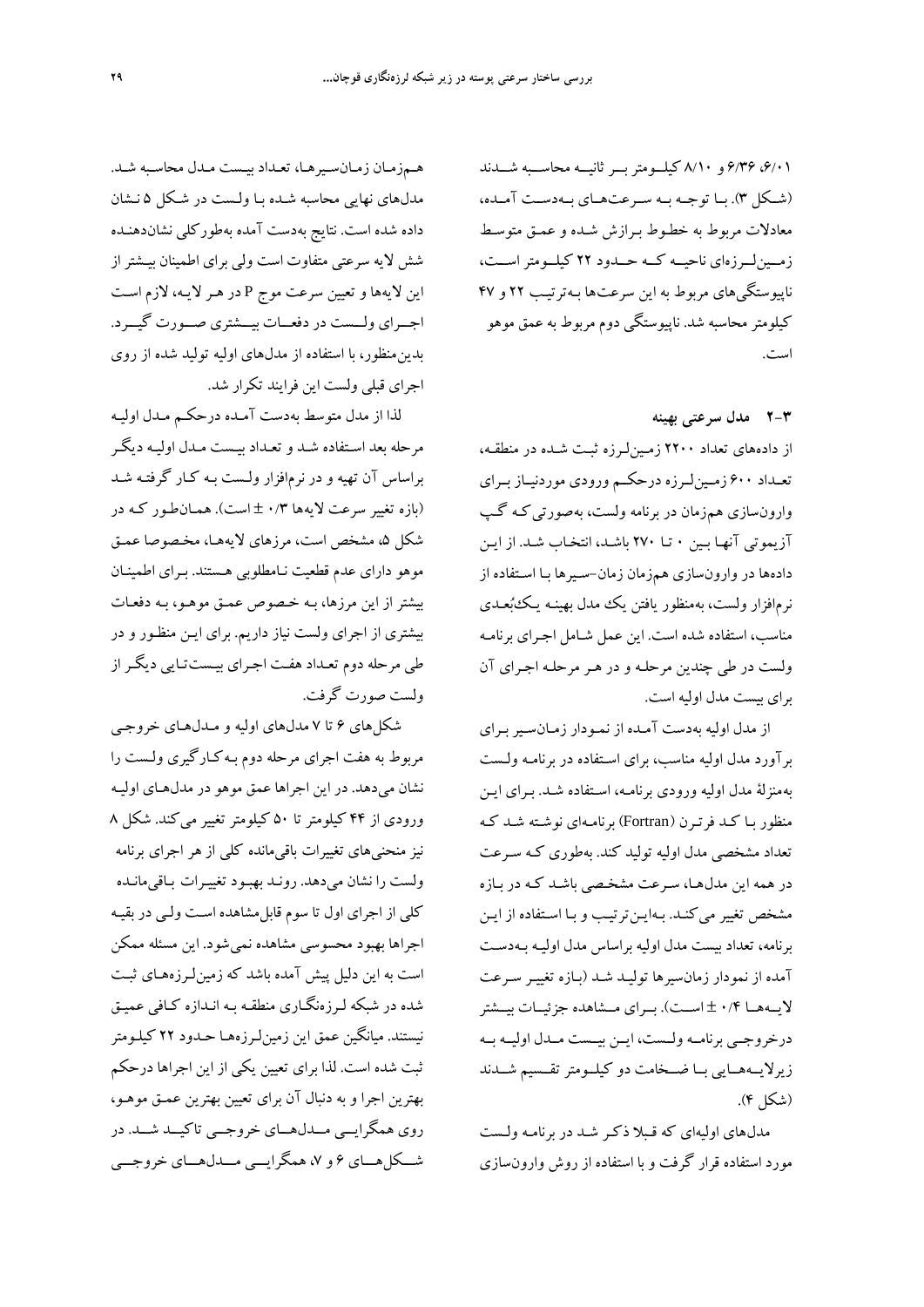۶/۰۱، ۶/۳۶ و ۸/۱۰ کیلومتر بر ثانیه محاسبه شدند (شکل ۳). با توجه به سرعت‌های به‌دست آمده، معادلات مربوط به خطوط برازش شده و عمق متوسط زمین‌لرزه‌ای ناحیه که حدود ۲۲ کیلومتر است، ناپیوستگی‌های مربوط به این سرعت‌ها به‌ترتیب ۲۲ و ۴۷ کیلومتر محاسبه شد. ناپیوستگی دوم مربوط به عمق موهو است.

## ۳-۲ مدل سرعتی بهینه

از داده‌های تعداد ۲۲۰۰ زمین‌لرزه ثبت شده در منطقه، تعداد ۶۰۰ زمین‌لرزه درحکم ورودی موردنیاز برای وارون‌سازی هم‌زمان در برنامه ولست، به‌صورتی که گپ آزیموتی آنها بین ۰ تا ۲۷۰ باشد، انتخاب شد. از این داده‌ها در وارون‌سازی هم‌زمان زمان-سیرها با استفاده از نرم‌افزار ولست، به‌منظور یافتن یک مدل بهینه یک‌بُعدی مناسب، استفاده شده است. این عمل شامل اجرای برنامه ولست در طی چندین مرحله و در هر مرحله اجرای آن برای بیست مدل اولیه است.

از مدل اولیه به‌دست آمده از نمودار زمان‌سیر برای برآورد مدل اولیه مناسب، برای استفاده در برنامه ولست به‌منزلهٔ مدل اولیه ورودی برنامه، استفاده شد. برای این منظور با کد فرترن (Fortran) برنامه‌ای نوشته شد که تعداد مشخصی مدل اولیه تولید کند. به‌طوری که سرعت در همه این مدل‌ها، سرعت مشخصی باشد که در بازه مشخص تغییر می‌کند. به‌این‌ترتیب و با استفاده از این برنامه، تعداد بیست مدل اولیه براساس مدل اولیه به‌دست آمده از نمودار زمان‌سیرها تولید شد (بازه تغییر سرعت لایه‌ها ۰/۴ ± است). برای مشاهده جزئیات بیشتر درخروجی برنامه ولست، این بیست مدل اولیه به زیرلایه‌هایی با ضخامت دو کیلومتر تقسیم شدند (شکل ۴).

مدل‌های اولیه‌ای که قبلا ذکر شد در برنامه ولست مورد استفاده قرار گرفت و با استفاده از روش وارون‌سازی هم‌زمان زمان‌سیرها، تعداد بیست مدل محاسبه شد. مدل‌های نهایی محاسبه شده با ولست در شکل ۵ نشان داده شده است. نتایج به‌دست آمده به‌طورکلی نشان‌دهنده شش لایه سرعتی متفاوت است ولی برای اطمینان بیشتر از این لایه‌ها و تعیین سرعت موج P در هر لایه، لازم است اجرای ولست در دفعات بیشتری صورت گیرد. بدین‌منظور، با استفاده از مدل‌های اولیه تولید شده از روی اجرای قبلی ولست این فرایند تکرار شد.

لذا از مدل متوسط به‌دست آمده درحکم مدل اولیه مرحله بعد استفاده شد و تعداد بیست مدل اولیه دیگر براساس آن تهیه و در نرم‌افزار ولست به کار گرفته شد (بازه تغییر سرعت لایه‌ها ۰/۳ ± است). همان‌طور که در شکل ۵، مشخص است، مرزهای لایه‌ها، مخصوصا عمق موهو دارای عدم قطعیت نامطلوبی هستند. برای اطمینان بیشتر از این مرزها، به خصوص عمق موهو، به دفعات بیشتری از اجرای ولست نیاز داریم. برای این منظور و در طی مرحله دوم تعداد هفت اجرای بیست‌تایی دیگر از ولست صورت گرفت.

شکل‌های ۶ تا ۷ مدل‌های اولیه و مدل‌های خروجی مربوط به هفت اجرای مرحله دوم به‌کارگیری ولست را نشان می‌دهد. در این اجراها عمق موهو در مدل‌های اولیه ورودی از ۴۴ کیلومتر تا ۵۰ کیلومتر تغییر می‌کند. شکل ۸ نیز منحنی‌های تغییرات باقی‌مانده کلی از هر اجرای برنامه ولست را نشان می‌دهد. روند بهبود تغییرات باقی‌مانده کلی از اجرای اول تا سوم قابل‌مشاهده است ولی در بقیه اجراها بهبود محسوسی مشاهده نمی‌شود. این مسئله ممکن است به این دلیل پیش آمده باشد که زمین‌لرزه‌های ثبت شده در شبکه لرزه‌نگاری منطقه به اندازه کافی عمیق نیستند. میانگین عمق این زمین‌لرزه‌ها حدود ۲۲ کیلومتر ثبت شده است. لذا برای تعیین یکی از این اجراها درحکم بهترین اجرا و به دنبال آن برای تعیین بهترین عمق موهو، روی همگرایی مدل‌های خروجی تاکید شد. در شکل‌های ۶ و ۷، همگرایی مدل‌های خروجی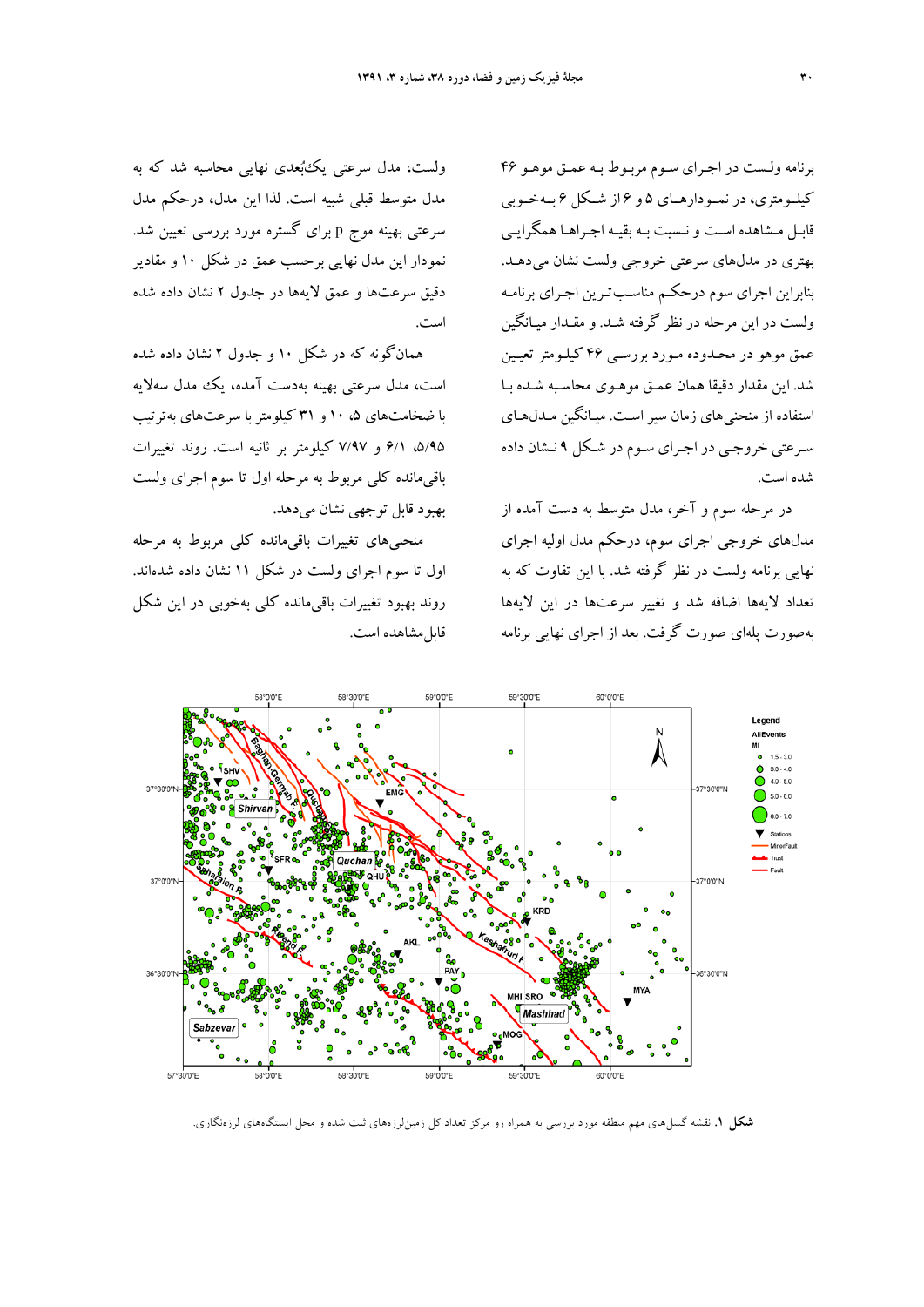برنامه ولست در اجرای سوم مربوط به عمق موهو ۴۶ کیلومتری، در نمودارهای ۵ و ۶ از شکل ۶ به‌خوبی قابل مشاهده است و نسبت به بقیه اجراها همگرایی بهتری در مدل‌های سرعتی خروجی ولست نشان می‌دهد. بنابراین اجرای سوم درحکم مناسب‌ترین اجرای برنامه ولست در این مرحله در نظر گرفته شد. و مقدار میانگین عمق موهو در محدوده مورد بررسی ۴۶ کیلومتر تعیین شد. این مقدار دقیقا همان عمق موهوی محاسبه شده با استفاده از منحنی‌های زمان سیر است. میانگین مدل‌های سرعتی خروجی در اجرای سوم در شکل ۹ نشان داده شده است.

در مرحله سوم و آخر، مدل متوسط به دست آمده از مدل‌های خروجی اجرای سوم، درحکم مدل اولیه اجرای نهایی برنامه ولست در نظر گرفته شد. با این تفاوت که به تعداد لایه‌ها اضافه شد و تغییر سرعت‌ها در این لایه‌ها به‌صورت پله‌ای صورت گرفت. بعد از اجرای نهایی برنامه ولست، مدل سرعتی یک‌بُعدی نهایی محاسبه شد که به مدل متوسط قبلی شبیه است. لذا این مدل، درحکم مدل سرعتی بهینه موج p برای گستره مورد بررسی تعیین شد. نمودار این مدل نهایی برحسب عمق در شکل ۱۰ و مقادیر دقیق سرعت‌ها و عمق لایه‌ها در جدول ۲ نشان داده شده است.

همان‌گونه که در شکل ۱۰ و جدول ۲ نشان داده شده است، مدل سرعتی بهینه به‌دست آمده، یک مدل سه‌لایه با ضخامت‌های ۵، ۱۰ و ۳۱ کیلومتر با سرعت‌های به‌ترتیب ۵/۹۵، ۶/۱ و ۷/۹۷ کیلومتر بر ثانیه است. روند تغییرات باقی‌مانده کلی مربوط به مرحله اول تا سوم اجرای ولست بهبود قابل توجهی نشان می‌دهد.

منحنی‌های تغییرات باقی‌مانده کلی مربوط به مرحله اول تا سوم اجرای ولست در شکل ۱۱ نشان داده شده‌اند. روند بهبود تغییرات باقی‌مانده کلی به‌خوبی در این شکل قابل‌مشاهده است.

**شکل ۱.** نقشه گسل‌های مهم منطقه مورد بررسی به همراه رو مرکز تعداد کل زمین‌لرزه‌های ثبت شده و محل ایستگاه‌های لرزه‌نگاری.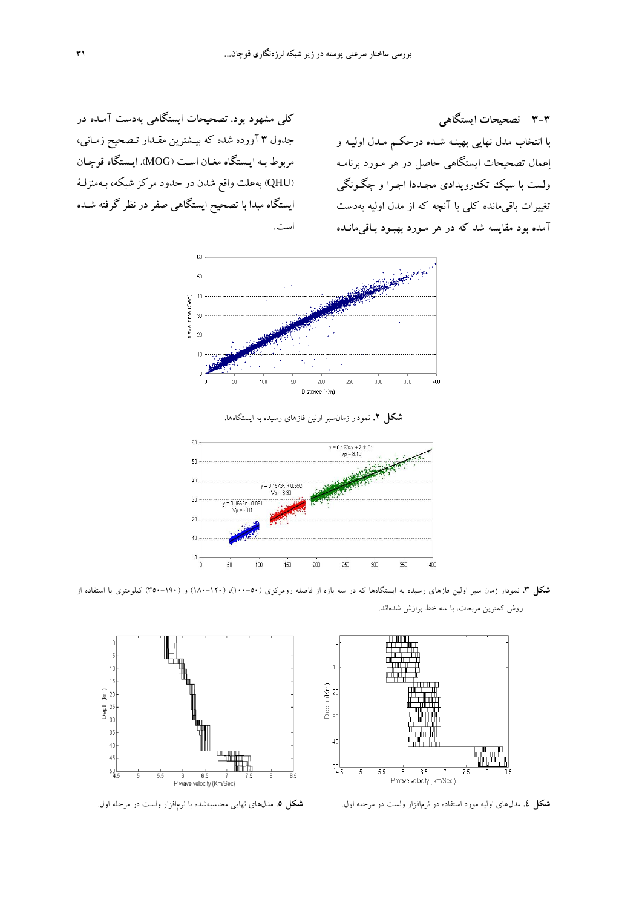## ۳-۳ تصحیحات ایستگاهی

با انتخاب مدل نهایی بهینه شده درحکم مدل اولیه و اِعمال تصحیحات ایستگاهی حاصل در هر مورد برنامه ولست با سبک تک‌رویدادی مجددا اجرا و چگونگی تغییرات باقی‌مانده کلی با آنچه که از مدل اولیه به‌دست آمده بود مقایسه شد که در هر مورد بهبود باقی‌مانده کلی مشهود بود. تصحیحات ایستگاهی به‌دست آمده در جدول ۳ آورده شده که بیشترین مقدار تصحیح زمانی، مربوط به ایستگاه مغان است (MOG). ایستگاه قوچان (QHU) به‌علت واقع شدن در حدود مرکز شبکه، به‌منزلهٔ ایستگاه مبدا با تصحیح ایستگاهی صفر در نظر گرفته شده است.

**شکل ۲.** نمودار زمان‌سیر اولین فازهای رسیده به ایستگاه‌ها.

**شکل ۳.** نمودار زمان سیر اولین فازهای رسیده به ایستگاه‌ها که در سه بازه از فاصله رومرکزی (۵۰–۱۰۰)، (۱۲۰–۱۸۰) و (۱۹۰–۳۵۰) کیلومتری با استفاده از روش کمترین مربعات، با سه خط برازش شده‌اند.

**شکل ٤.** مدل‌های اولیه مورد استفاده در نرم‌افزار ولست در مرحله اول.

**شکل ۵.** مدل‌های نهایی محاسبه‌شده با نرم‌افزار ولست در مرحله اول.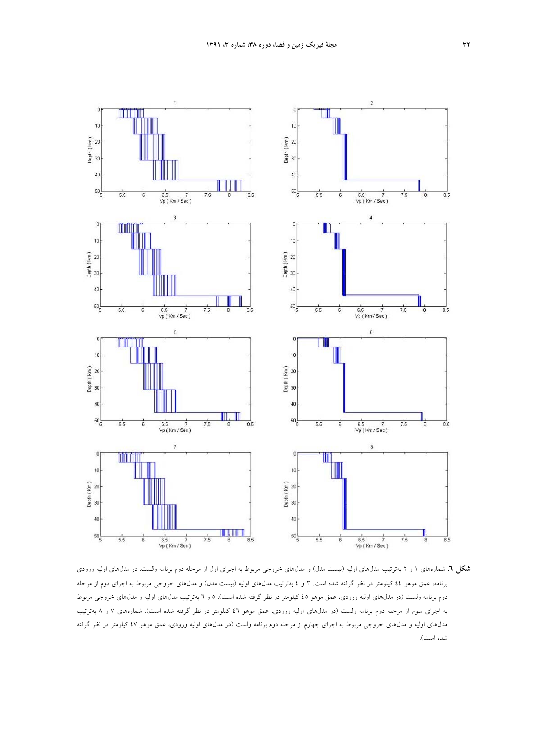**شکل ٦.** شماره‌های ۱ و ۲ به‌ترتیب مدل‌های اولیه (بیست مدل) و مدل‌های خروجی مربوط به اجرای اول از مرحله دوم برنامه ولست. در مدل‌های اولیه ورودی برنامه، عمق موهو ٤٤ کیلومتر در نظر گرفته شده است. ۳ و ٤ به‌ترتیب مدل‌های اولیه (بیست مدل) و مدل‌های خروجی مربوط به اجرای دوم از مرحله دوم برنامه ولست (در مدل‌های اولیه ورودی، عمق موهو ٤٥ کیلومتر در نظر گرفته شده است). ٥ و ٦ به‌ترتیب مدل‌های اولیه و مدل‌های خروجی مربوط به اجرای سوم از مرحله دوم برنامه ولست (در مدل‌های اولیه ورودی، عمق موهو ٤٦ کیلومتر در نظر گرفته شده است). شماره‌های ۷ و ۸ به‌ترتیب مدل‌های اولیه و مدل‌های خروجی مربوط به اجرای چهارم از مرحله دوم برنامه ولست (در مدل‌های اولیه ورودی، عمق موهو ٤٧ کیلومتر در نظر گرفته شده است).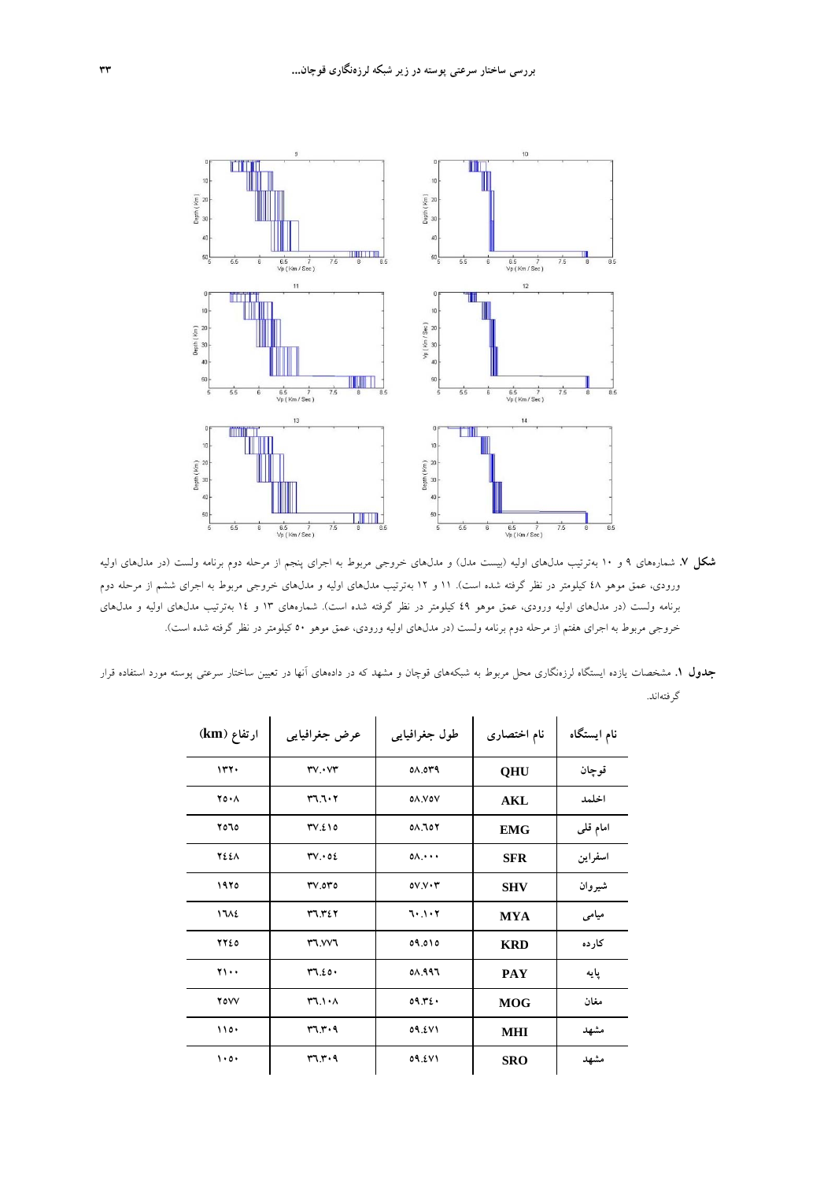**شکل ۷.** شماره‌های ۹ و ۱۰ به‌ترتیب مدل‌های اولیه (بیست مدل) و مدل‌های خروجی مربوط به اجرای پنجم از مرحله دوم برنامه ولست (در مدل‌های اولیه ورودی، عمق موهو ۴۸ کیلومتر در نظر گرفته شده است). ۱۱ و ۱۲ به‌ترتیب مدل‌های اولیه و مدل‌های خروجی مربوط به اجرای ششم از مرحله دوم برنامه ولست (در مدل‌های اولیه ورودی، عمق موهو ۴۹ کیلومتر در نظر گرفته شده است). شماره‌های ۱۳ و ۱۴ به‌ترتیب مدل‌های اولیه و مدل‌های خروجی مربوط به اجرای هفتم از مرحله دوم برنامه ولست (در مدل‌های اولیه ورودی، عمق موهو ۵۰ کیلومتر در نظر گرفته شده است).

**جدول ۱.** مشخصات یازده ایستگاه لرزه‌نگاری محل مربوط به شبکه‌های قوچان و مشهد که در داده‌های آنها در تعیین ساختار سرعتی پوسته مورد استفاده قرار گرفته‌اند.

| نام ایستگاه | نام اختصاری | طول جغرافیایی | عرض جغرافیایی | ارتفاع (km) |
|---|---|---|---|---|
| قوچان | QHU | ۵۸.۵۳۹ | ۳۷.۰۷۳ | ۱۳۲۰ |
| اخلمد | AKL | ۵۸.۷۵۷ | ۳۶.۶۰۲ | ۲۵۰۸ |
| امام قلی | EMG | ۵۸.۶۵۲ | ۳۷.۴۱۵ | ۲۵۶۵ |
| اسفراین | SFR | ۵۸.۰۰۰ | ۳۷.۰۵۴ | ۲۴۴۸ |
| شیروان | SHV | ۵۷.۷۰۳ | ۳۷.۵۳۵ | ۱۹۲۵ |
| میامی | MYA | ۶۰.۱۰۲ | ۳۶.۳۴۲ | ۱۶۸۴ |
| کارده | KRD | ۵۹.۵۱۵ | ۳۶.۷۷۶ | ۲۲۴۵ |
| پایه | PAY | ۵۸.۹۹۶ | ۳۶.۴۵۰ | ۲۱۰۰ |
| مغان | MOG | ۵۹.۳۴۰ | ۳۶.۱۰۸ | ۲۵۷۷ |
| مشهد | MHI | ۵۹.۴۷۱ | ۳۶.۳۰۹ | ۱۱۵۰ |
| مشهد | SRO | ۵۹.۴۷۱ | ۳۶.۳۰۹ | ۱۰۵۰ |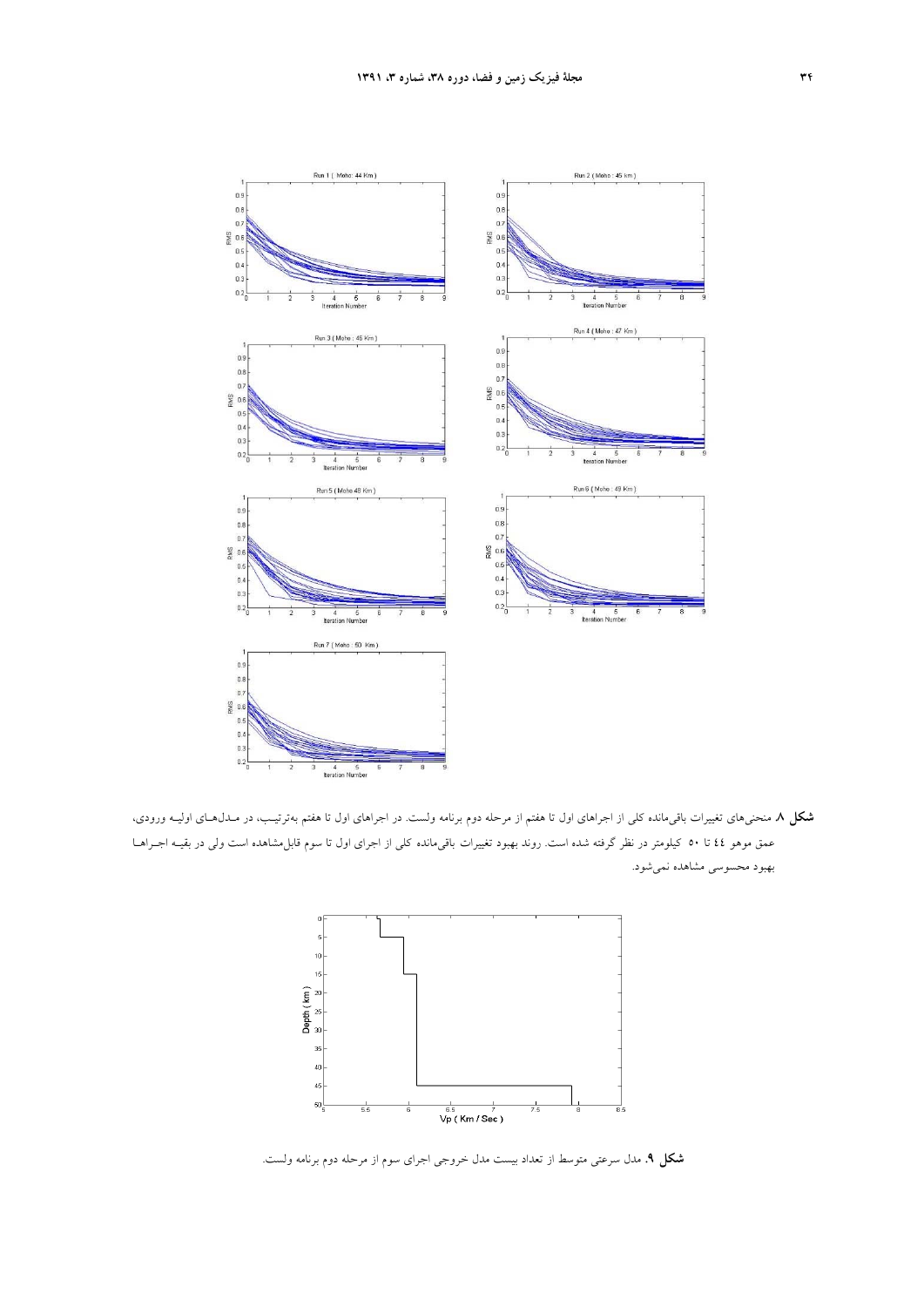**شکل ۸.** منحنی‌های تغییرات باقی‌مانده کلی از اجراهای اول تا هفتم از مرحله دوم برنامه ولست. در اجراهای اول تا هفتم به‌ترتیب، در مدل‌های اولیه ورودی، عمق موهو ٤٤ تا ٥٠ کیلومتر در نظر گرفته شده است. روند بهبود تغییرات باقی‌مانده کلی از اجرای اول تا سوم قابل‌مشاهده است ولی در بقیه اجراها بهبود محسوسی مشاهده نمی‌شود.

**شکل ۹.** مدل سرعتی متوسط از تعداد بیست مدل خروجی اجرای سوم از مرحله دوم برنامه ولست.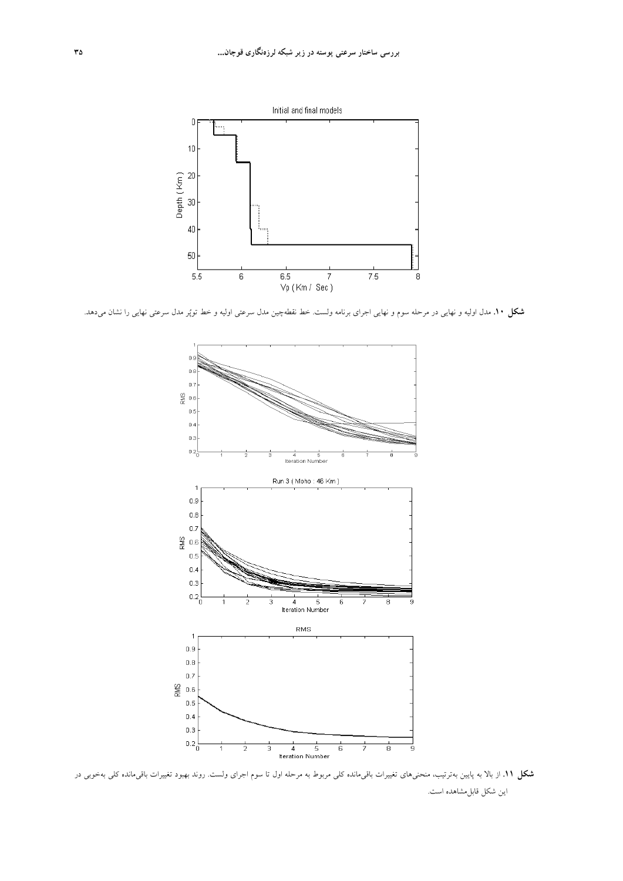Initial and final models

**شکل ۱۰.** مدل اولیه و نهایی در مرحله سوم و نهایی اجرای برنامه ولست. خط نقطه‌چین مدل سرعتی اولیه و خط توپُر مدل سرعتی نهایی را نشان می‌دهد.

Run 3 ( Moho : 46 Km )

RMS

**شکل ۱۱.** از بالا به پایین به‌ترتیب، منحنی‌های تغییرات باقی‌مانده کلی مربوط به مرحله اول تا سوم اجرای ولست. روند بهبود تغییرات باقی‌مانده کلی به‌خوبی در این شکل قابل‌مشاهده است.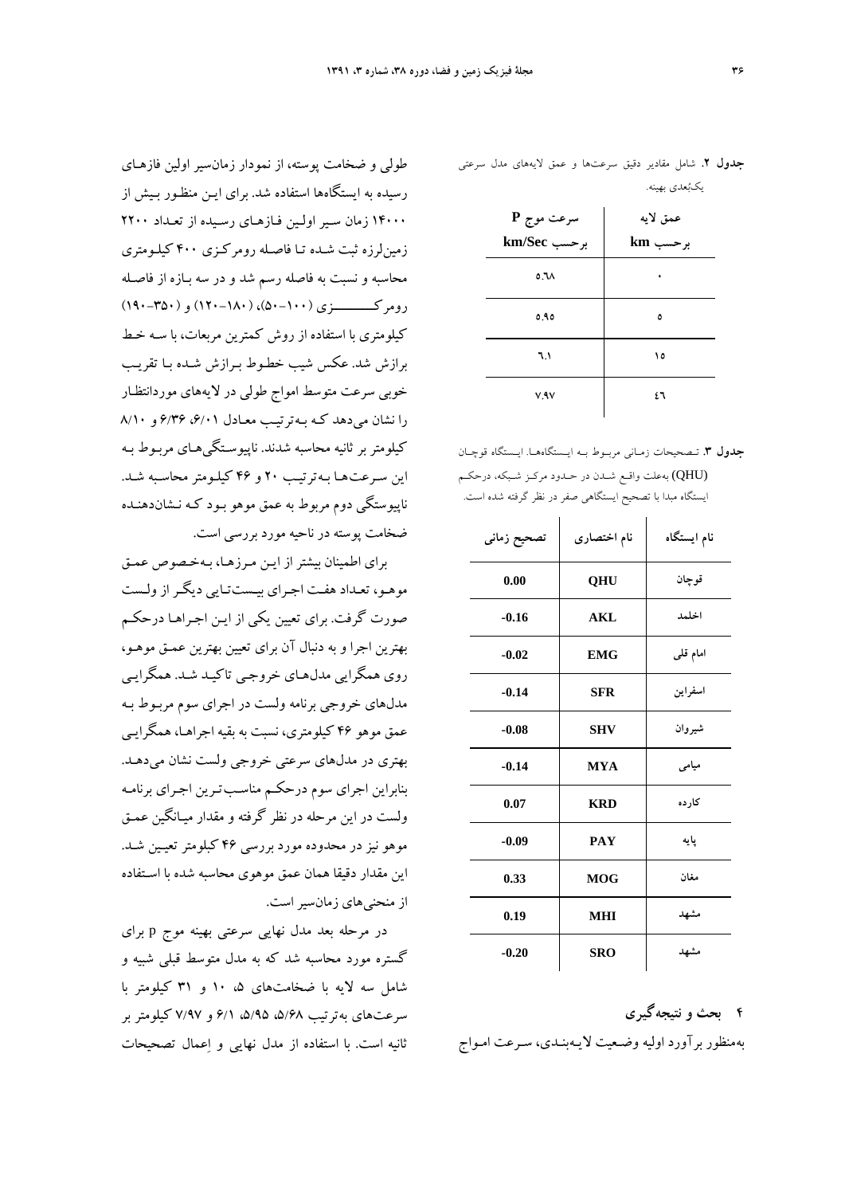**جدول ۲.** شامل مقادیر دقیق سرعت‌ها و عمق لایه‌های مدل سرعتی یک‌بعدی بهینه.

| عمق لایه برحسب km | سرعت موج P برحسب km/Sec |
|---|---|
| ۰ | ٥.٦٨ |
| ٥ | ٥.٩٥ |
| ١٥ | ٦.١ |
| ٤٦ | ٧.٩٧ |

**جدول ۳.** تصحیحات زمانی مربوط به ایستگاه‌ها. ایستگاه قوچان (QHU) به‌علت واقع شدن در حدود مرکز شبکه، درحکم ایستگاه مبدا با تصحیح ایستگاهی صفر در نظر گرفته شده است.

| نام ایستگاه | نام اختصاری | تصحیح زمانی |
|---|---|---|
| قوچان | QHU | 0.00 |
| اخلمد | AKL | -0.16 |
| امام قلی | EMG | -0.02 |
| اسفراین | SFR | -0.14 |
| شیروان | SHV | -0.08 |
| میامی | MYA | -0.14 |
| کارده | KRD | 0.07 |
| پایه | PAY | -0.09 |
| مغان | MOG | 0.33 |
| مشهد | MHI | 0.19 |
| مشهد | SRO | -0.20 |

## ۴ بحث و نتیجه‌گیری

به‌منظور برآورد اولیه وضعیت لایه‌بندی، سرعت امواج طولی و ضخامت پوسته، از نمودار زمان‌سیر اولین فازهای رسیده به ایستگاه‌ها استفاده شد. برای این منظور بیش از ۱۴۰۰۰ زمان سیر اولین فازهای رسیده از تعداد ۲۲۰۰ زمین‌لرزه ثبت شده تا فاصله رومرکزی ۴۰۰ کیلومتری محاسبه و نسبت به فاصله رسم شد و در سه بازه از فاصله رومرکزی (۱۰۰–۵۰)، (۱۸۰–۱۲۰) و (۳۵۰–۱۹۰) کیلومتری با استفاده از روش کمترین مربعات، با سه خط برازش شد. عکس شیب خطوط برازش شده با تقریب خوبی سرعت متوسط امواج طولی در لایه‌های موردانتظار را نشان می‌دهد که به‌ترتیب معادل ۶/۰۱، ۶/۳۶ و ۸/۱۰ کیلومتر بر ثانیه محاسبه شدند. ناپیوستگی‌های مربوط به این سرعت‌ها به‌ترتیب ۲۰ و ۴۶ کیلومتر محاسبه شد. ناپیوستگی دوم مربوط به عمق موهو بود که نشان‌دهنده ضخامت پوسته در ناحیه مورد بررسی است.

برای اطمینان بیشتر از این مرزها، به‌خصوص عمق موهو، تعداد هفت اجرای بیست‌تایی دیگر از ولست صورت گرفت. برای تعیین یکی از این اجراها درحکم بهترین اجرا و به دنبال آن برای تعیین بهترین عمق موهو، روی همگرایی مدل‌های خروجی تاکید شد. همگرایی مدل‌های خروجی برنامه ولست در اجرای سوم مربوط به عمق موهو ۴۶ کیلومتری، نسبت به بقیه اجراها، همگرایی بهتری در مدل‌های سرعتی خروجی ولست نشان می‌دهد. بنابراین اجرای سوم درحکم مناسب‌ترین اجرای برنامه ولست در این مرحله در نظر گرفته و مقدار میانگین عمق موهو نیز در محدوده مورد بررسی ۴۶ کیلومتر تعیین شد. این مقدار دقیقا همان عمق موهوی محاسبه شده با استفاده از منحنی‌های زمان‌سیر است.

در مرحله بعد مدل نهایی سرعتی بهینه موج p برای گستره مورد محاسبه شد که به مدل متوسط قبلی شبیه و شامل سه لایه با ضخامت‌های ۵، ۱۰ و ۳۱ کیلومتر با سرعت‌های به‌ترتیب ۵/۶۸، ۵/۹۵، ۶/۱ و ۷/۹۷ کیلومتر بر ثانیه است. با استفاده از مدل نهایی و اِعمال تصحیحات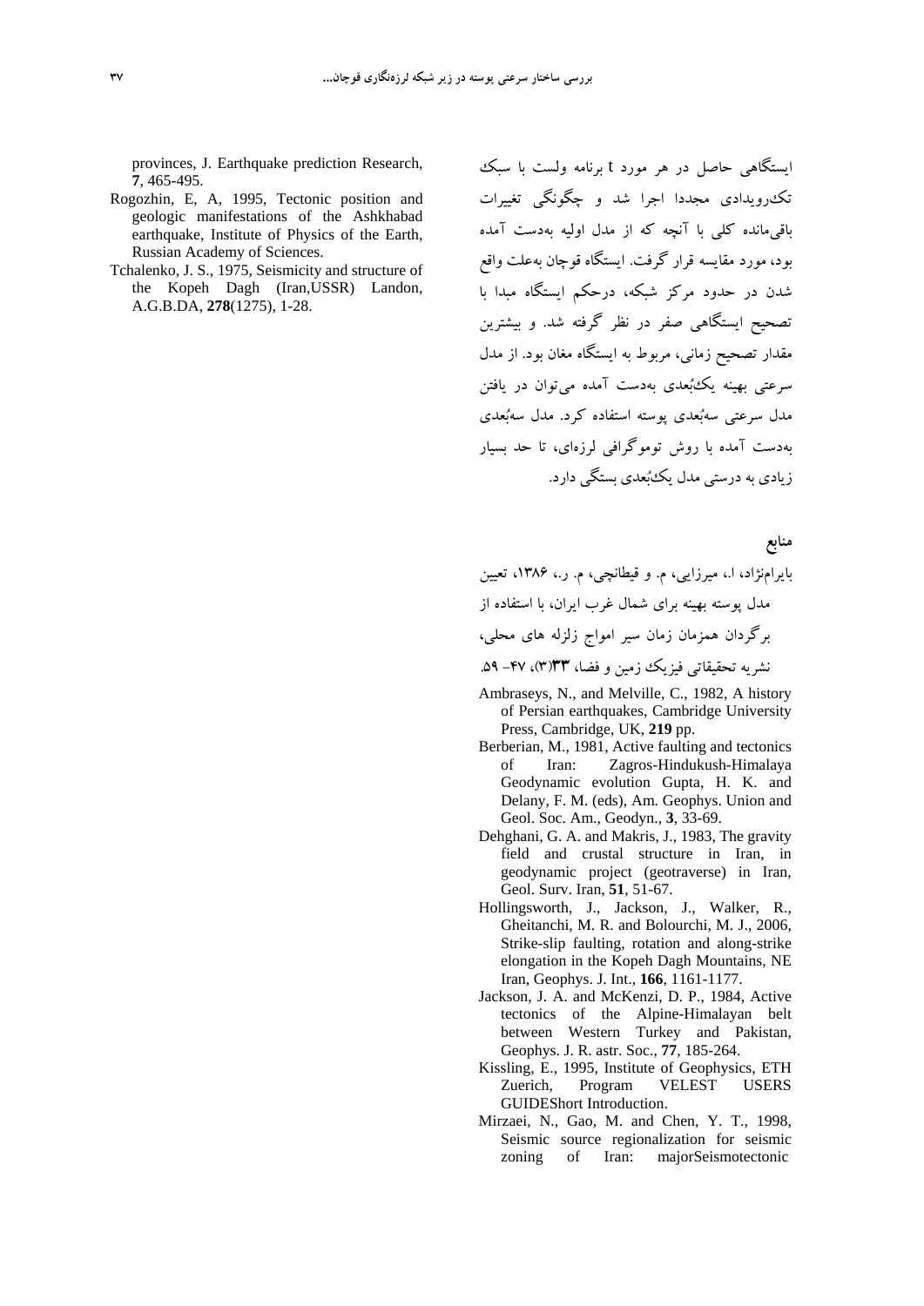ایستگاهی حاصل در هر مورد t برنامه ولست با سبک تک‌رویدادی مجددا اجرا شد و چگونگی تغییرات باقی‌مانده کلی با آنچه که از مدل اولیه به‌دست آمده بود، مورد مقایسه قرار گرفت. ایستگاه قوچان به‌علت واقع شدن در حدود مرکز شبکه، درحکم ایستگاه مبدا با تصحیح ایستگاهی صفر در نظر گرفته شد. و بیشترین مقدار تصحیح زمانی، مربوط به ایستگاه مغان بود. از مدل سرعتی بهینه یک‌بُعدی به‌دست آمده می‌توان در یافتن مدل سرعتی سه‌بُعدی پوسته استفاده کرد. مدل سه‌بُعدی به‌دست آمده با روش توموگرافی لرزه‌ای، تا حد بسیار زیادی به درستی مدل یک‌بُعدی بستگی دارد.

## منابع

بایرام‌نژاد، ا.، میرزایی، م. و قیطانچی، م. ر.، ۱۳۸۶، تعیین مدل پوسته بهینه برای شمال غرب ایران، با استفاده از برگردان همزمان زمان سیر امواج زلزله های محلی، نشریه تحقیقاتی فیزیک زمین و فضا، **۳۳**(۳)، ۴۷- ۵۹.

Ambraseys, N., and Melville, C., 1982, A history of Persian earthquakes, Cambridge University Press, Cambridge, UK, **219** pp.

Berberian, M., 1981, Active faulting and tectonics of Iran: Zagros-Hindukush-Himalaya Geodynamic evolution Gupta, H. K. and Delany, F. M. (eds), Am. Geophys. Union and Geol. Soc. Am., Geodyn., **3**, 33-69.

Dehghani, G. A. and Makris, J., 1983, The gravity field and crustal structure in Iran, in geodynamic project (geotraverse) in Iran, Geol. Surv. Iran, **51**, 51-67.

Hollingsworth, J., Jackson, J., Walker, R., Gheitanchi, M. R. and Bolourchi, M. J., 2006, Strike-slip faulting, rotation and along-strike elongation in the Kopeh Dagh Mountains, NE Iran, Geophys. J. Int., **166**, 1161-1177.

Jackson, J. A. and McKenzi, D. P., 1984, Active tectonics of the Alpine-Himalayan belt between Western Turkey and Pakistan, Geophys. J. R. astr. Soc., **77**, 185-264.

Kissling, E., 1995, Institute of Geophysics, ETH Zuerich, Program VELEST USERS GUIDEShort Introduction.

Mirzaei, N., Gao, M. and Chen, Y. T., 1998, Seismic source regionalization for seismic zoning of Iran: majorSeismotectonic provinces, J. Earthquake prediction Research, **7**, 465-495.

Rogozhin, E, A, 1995, Tectonic position and geologic manifestations of the Ashkhabad earthquake, Institute of Physics of the Earth, Russian Academy of Sciences.

Tchalenko, J. S., 1975, Seismicity and structure of the Kopeh Dagh (Iran,USSR) Landon, A.G.B.DA, **278**(1275), 1-28.